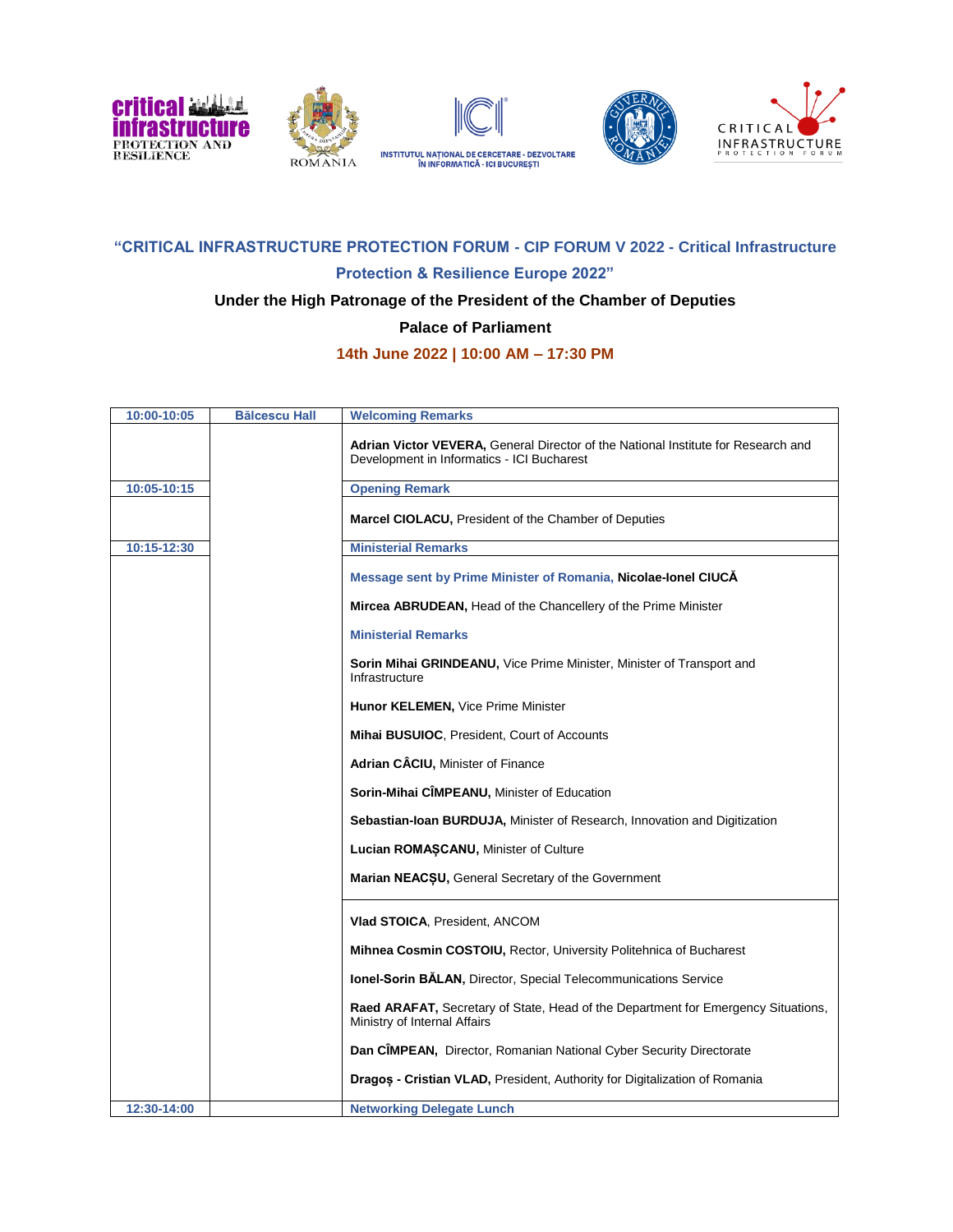## "CRITICAL INFRASTRUCTURE PROTECTION FORUM - CIP FORUM V 2022 - Critical Infrastructure Protection & Resilience Europe 2022"

**Under the High Patronage of the President of the Chamber of Deputies**

**Palace of Parliament**

**14th June 2022 | 10:00 AM – 17:30 PM**

| 10:00-10:05 | Bălcescu Hall | Welcoming Remarks |
|---|---|---|
| | | **Adrian Victor VEVERA,** General Director of the National Institute for Research and Development in Informatics - ICI Bucharest |
| 10:05-10:15 | | Opening Remark |
| | | **Marcel CIOLACU,** President of the Chamber of Deputies |
| 10:15-12:30 | | Ministerial Remarks |
| | | Message sent by Prime Minister of Romania, **Nicolae-Ionel CIUCĂ**<br><br>**Mircea ABRUDEAN,** Head of the Chancellery of the Prime Minister<br><br>Ministerial Remarks<br><br>**Sorin Mihai GRINDEANU,** Vice Prime Minister, Minister of Transport and Infrastructure<br><br>**Hunor KELEMEN,** Vice Prime Minister<br><br>**Mihai BUSUIOC**, President, Court of Accounts<br><br>**Adrian CÂCIU,** Minister of Finance<br><br>**Sorin-Mihai CÎMPEANU,** Minister of Education<br><br>**Sebastian-Ioan BURDUJA,** Minister of Research, Innovation and Digitization<br><br>**Lucian ROMAȘCANU,** Minister of Culture<br><br>**Marian NEACȘU,** General Secretary of the Government |
| | | **Vlad STOICA**, President, ANCOM<br><br>**Mihnea Cosmin COSTOIU,** Rector, University Politehnica of Bucharest<br><br>**Ionel-Sorin BĂLAN,** Director, Special Telecommunications Service<br><br>**Raed ARAFAT,** Secretary of State, Head of the Department for Emergency Situations, Ministry of Internal Affairs<br><br>**Dan CÎMPEAN,** Director, Romanian National Cyber Security Directorate<br><br>**Dragoș - Cristian VLAD,** President, Authority for Digitalization of Romania |
| 12:30-14:00 | | Networking Delegate Lunch |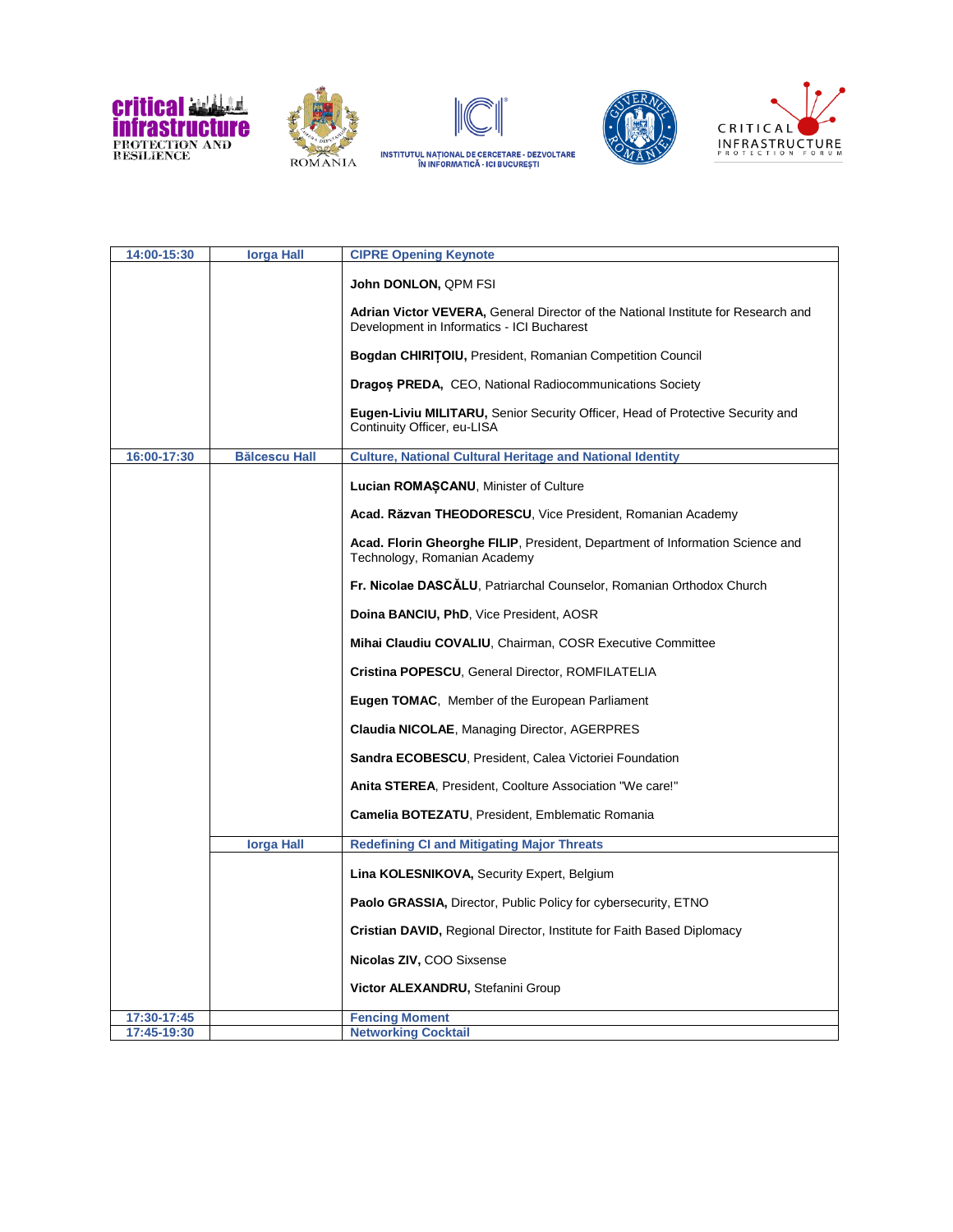| 14:00-15:30 | Iorga Hall | CIPRE Opening Keynote |
|---|---|---|
| | | **John DONLON,** QPM FSI<br><br>**Adrian Victor VEVERA,** General Director of the National Institute for Research and Development in Informatics - ICI Bucharest<br><br>**Bogdan CHIRIȚOIU,** President, Romanian Competition Council<br><br>**Dragoș PREDA,** CEO, National Radiocommunications Society<br><br>**Eugen-Liviu MILITARU,** Senior Security Officer, Head of Protective Security and Continuity Officer, eu-LISA |
| 16:00-17:30 | Bălcescu Hall | Culture, National Cultural Heritage and National Identity |
| | | **Lucian ROMAȘCANU**, Minister of Culture<br><br>**Acad. Răzvan THEODORESCU**, Vice President, Romanian Academy<br><br>**Acad. Florin Gheorghe FILIP**, President, Department of Information Science and Technology, Romanian Academy<br><br>**Fr. Nicolae DASCĂLU**, Patriarchal Counselor, Romanian Orthodox Church<br><br>**Doina BANCIU, PhD**, Vice President, AOSR<br><br>**Mihai Claudiu COVALIU**, Chairman, COSR Executive Committee<br><br>**Cristina POPESCU**, General Director, ROMFILATELIA<br><br>**Eugen TOMAC**, Member of the European Parliament<br><br>**Claudia NICOLAE**, Managing Director, AGERPRES<br><br>**Sandra ECOBESCU**, President, Calea Victoriei Foundation<br><br>**Anita STEREA**, President, Coolture Association "We care!"<br><br>**Camelia BOTEZATU**, President, Emblematic Romania |
| | Iorga Hall | Redefining CI and Mitigating Major Threats |
| | | **Lina KOLESNIKOVA,** Security Expert, Belgium<br><br>**Paolo GRASSIA,** Director, Public Policy for cybersecurity, ETNO<br><br>**Cristian DAVID,** Regional Director, Institute for Faith Based Diplomacy<br><br>**Nicolas ZIV,** COO Sixsense<br><br>**Victor ALEXANDRU,** Stefanini Group |
| 17:30-17:45 | | Fencing Moment |
| 17:45-19:30 | | Networking Cocktail |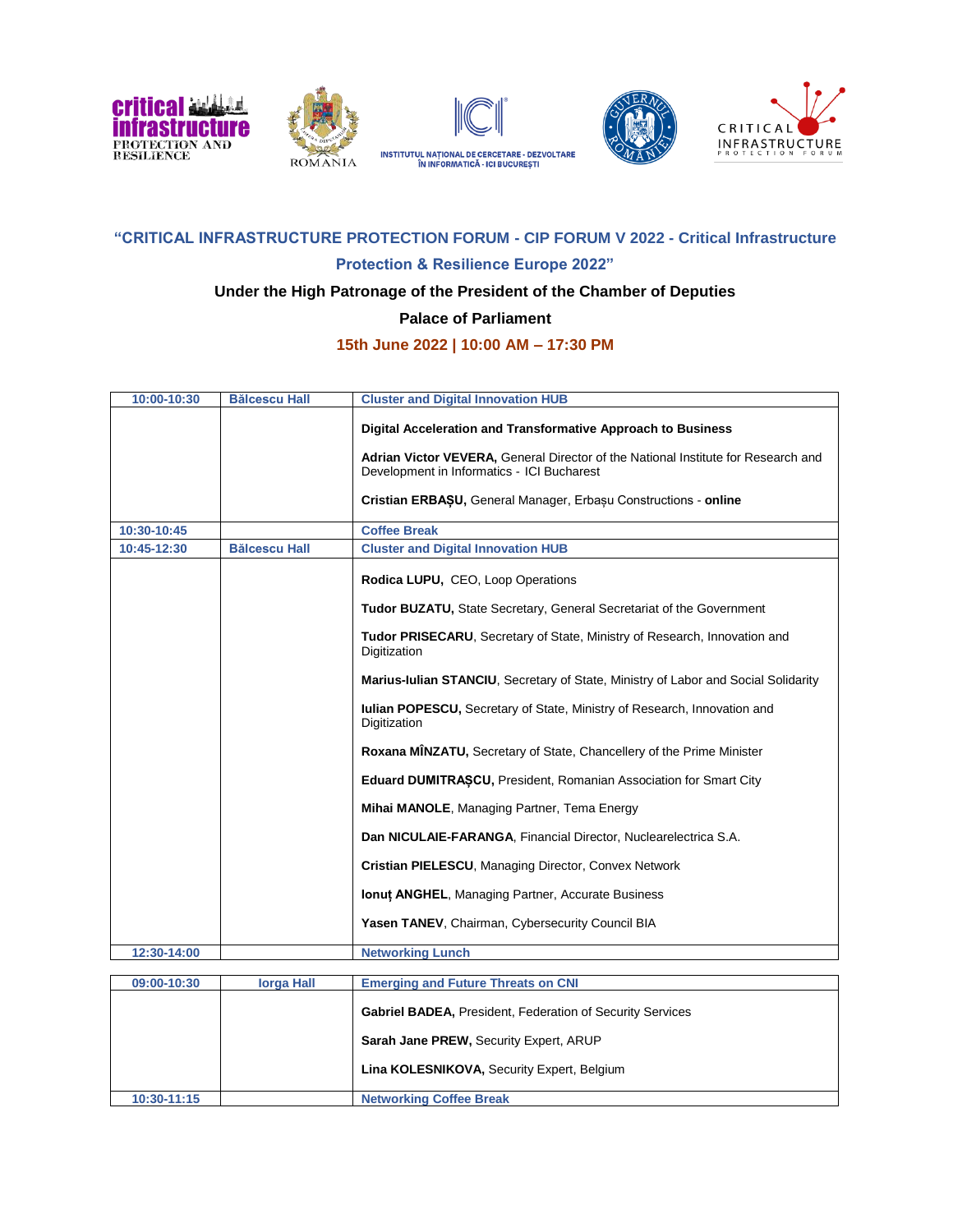**"CRITICAL INFRASTRUCTURE PROTECTION FORUM - CIP FORUM V 2022 - Critical Infrastructure Protection & Resilience Europe 2022"**

**Under the High Patronage of the President of the Chamber of Deputies**

**Palace of Parliament**

**15th June 2022 | 10:00 AM – 17:30 PM**

| 10:00-10:30 | Bălcescu Hall | Cluster and Digital Innovation HUB |
|---|---|---|
| | | **Digital Acceleration and Transformative Approach to Business**<br><br>**Adrian Victor VEVERA,** General Director of the National Institute for Research and Development in Informatics - ICI Bucharest<br><br>**Cristian ERBAȘU,** General Manager, Erbașu Constructions - **online** |
| 10:30-10:45 | | Coffee Break |
| 10:45-12:30 | Bălcescu Hall | Cluster and Digital Innovation HUB |
| | | **Rodica LUPU,** CEO, Loop Operations<br><br>**Tudor BUZATU,** State Secretary, General Secretariat of the Government<br><br>**Tudor PRISECARU**, Secretary of State, Ministry of Research, Innovation and Digitization<br><br>**Marius-Iulian STANCIU**, Secretary of State, Ministry of Labor and Social Solidarity<br><br>**Iulian POPESCU,** Secretary of State, Ministry of Research, Innovation and Digitization<br><br>**Roxana MÎNZATU,** Secretary of State, Chancellery of the Prime Minister<br><br>**Eduard DUMITRAȘCU,** President, Romanian Association for Smart City<br><br>**Mihai MANOLE**, Managing Partner, Tema Energy<br><br>**Dan NICULAIE-FARANGA**, Financial Director, Nuclearelectrica S.A.<br><br>**Cristian PIELESCU**, Managing Director, Convex Network<br><br>**Ionuț ANGHEL**, Managing Partner, Accurate Business<br><br>**Yasen TANEV**, Chairman, Cybersecurity Council BIA |
| 12:30-14:00 | | Networking Lunch |

| 09:00-10:30 | Iorga Hall | Emerging and Future Threats on CNI |
|---|---|---|
| | | **Gabriel BADEA,** President, Federation of Security Services<br><br>**Sarah Jane PREW,** Security Expert, ARUP<br><br>**Lina KOLESNIKOVA,** Security Expert, Belgium |
| 10:30-11:15 | | Networking Coffee Break |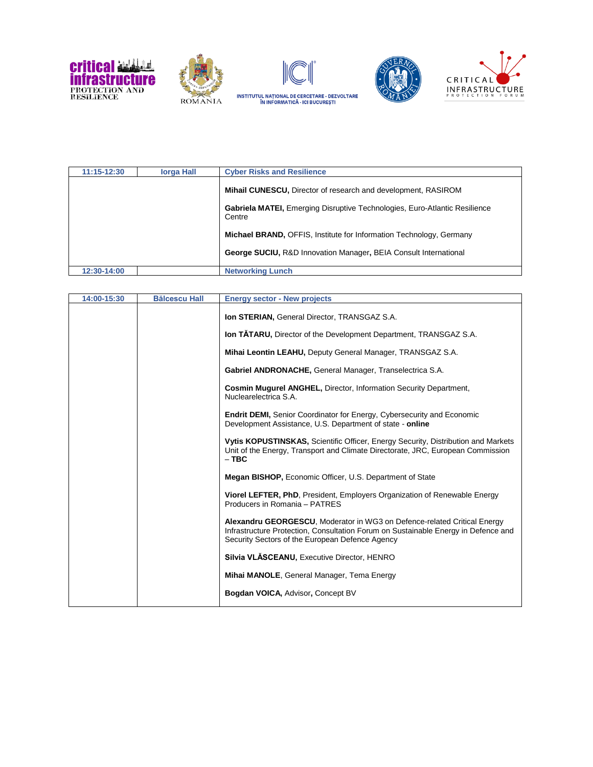| 11:15-12:30 | Iorga Hall | Cyber Risks and Resilience |
|---|---|---|
| | | **Mihail CUNESCU,** Director of research and development, RASIROM<br><br>**Gabriela MATEI,** Emerging Disruptive Technologies, Euro-Atlantic Resilience Centre<br><br>**Michael BRAND,** OFFIS, Institute for Information Technology, Germany<br><br>**George SUCIU,** R&D Innovation Manager**,** BEIA Consult International |
| 12:30-14:00 | | Networking Lunch |

| 14:00-15:30 | Bălcescu Hall | Energy sector - New projects |
|---|---|---|
| | | **Ion STERIAN,** General Director, TRANSGAZ S.A.<br><br>**Ion TĂTARU,** Director of the Development Department, TRANSGAZ S.A.<br><br>**Mihai Leontin LEAHU,** Deputy General Manager, TRANSGAZ S.A.<br><br>**Gabriel ANDRONACHE,** General Manager, Transelectrica S.A.<br><br>**Cosmin Mugurel ANGHEL,** Director, Information Security Department, Nuclearelectrica S.A.<br><br>**Endrit DEMI,** Senior Coordinator for Energy, Cybersecurity and Economic Development Assistance, U.S. Department of state - **online**<br><br>**Vytis KOPUSTINSKAS,** Scientific Officer, Energy Security, Distribution and Markets Unit of the Energy, Transport and Climate Directorate, JRC, European Commission – **TBC**<br><br>**Megan BISHOP,** Economic Officer, U.S. Department of State<br><br>**Viorel LEFTER, PhD**, President, Employers Organization of Renewable Energy Producers in Romania – PATRES<br><br>**Alexandru GEORGESCU**, Moderator in WG3 on Defence-related Critical Energy Infrastructure Protection, Consultation Forum on Sustainable Energy in Defence and Security Sectors of the European Defence Agency<br><br>**Silvia VLĂSCEANU,** Executive Director, HENRO<br><br>**Mihai MANOLE**, General Manager, Tema Energy<br><br>**Bogdan VOICA,** Advisor**,** Concept BV |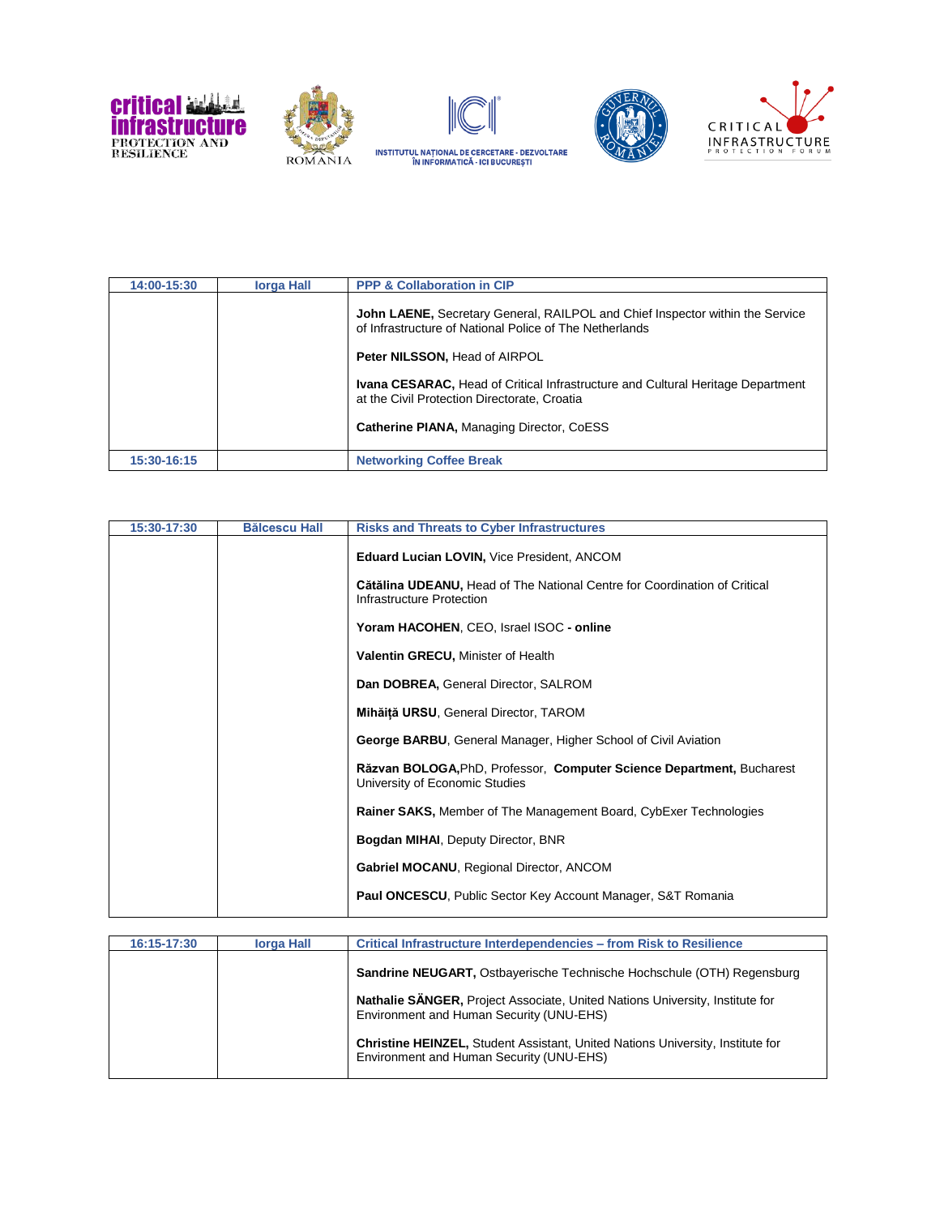| 14:00-15:30 | Iorga Hall | PPP & Collaboration in CIP |
|---|---|---|
| | | **John LAENE,** Secretary General, RAILPOL and Chief Inspector within the Service of Infrastructure of National Police of The Netherlands<br><br>**Peter NILSSON,** Head of AIRPOL<br><br>**Ivana CESARAC,** Head of Critical Infrastructure and Cultural Heritage Department at the Civil Protection Directorate, Croatia<br><br>**Catherine PIANA,** Managing Director, CoESS |
| 15:30-16:15 | | Networking Coffee Break |

| 15:30-17:30 | Bălcescu Hall | Risks and Threats to Cyber Infrastructures |
|---|---|---|
| | | **Eduard Lucian LOVIN,** Vice President, ANCOM<br><br>**Cătălina UDEANU,** Head of The National Centre for Coordination of Critical Infrastructure Protection<br><br>**Yoram HACOHEN**, CEO, Israel ISOC **- online**<br><br>**Valentin GRECU,** Minister of Health<br><br>**Dan DOBREA,** General Director, SALROM<br><br>**Mihăiță URSU**, General Director, TAROM<br><br>**George BARBU**, General Manager, Higher School of Civil Aviation<br><br>**Răzvan BOLOGA,**PhD, Professor, **Computer Science Department,** Bucharest University of Economic Studies<br><br>**Rainer SAKS,** Member of The Management Board, CybExer Technologies<br><br>**Bogdan MIHAI**, Deputy Director, BNR<br><br>**Gabriel MOCANU**, Regional Director, ANCOM<br><br>**Paul ONCESCU**, Public Sector Key Account Manager, S&T Romania |

| 16:15-17:30 | Iorga Hall | Critical Infrastructure Interdependencies – from Risk to Resilience |
|---|---|---|
| | | **Sandrine NEUGART,** Ostbayerische Technische Hochschule (OTH) Regensburg<br><br>**Nathalie SÄNGER,** Project Associate, United Nations University, Institute for Environment and Human Security (UNU-EHS)<br><br>**Christine HEINZEL,** Student Assistant, United Nations University, Institute for Environment and Human Security (UNU-EHS) |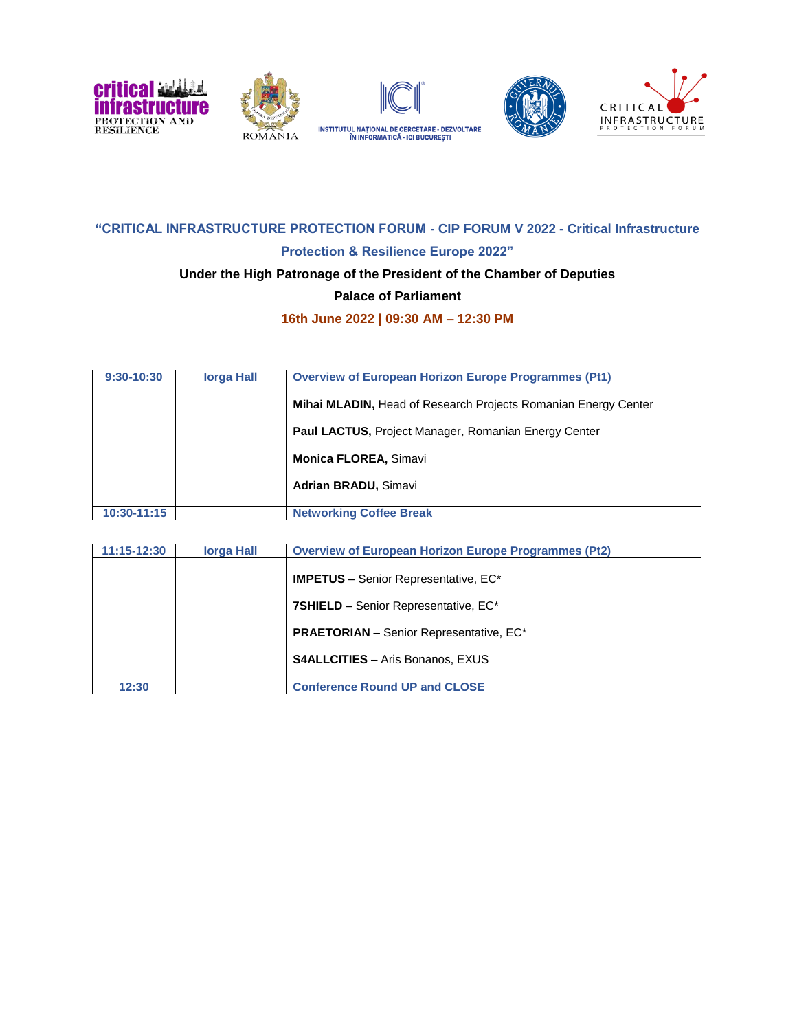**"CRITICAL INFRASTRUCTURE PROTECTION FORUM - CIP FORUM V 2022 - Critical Infrastructure Protection & Resilience Europe 2022"**

**Under the High Patronage of the President of the Chamber of Deputies**

**Palace of Parliament**

**16th June 2022 | 09:30 AM – 12:30 PM**

| 9:30-10:30 | Iorga Hall | Overview of European Horizon Europe Programmes (Pt1) |
|---|---|---|
| | | **Mihai MLADIN,** Head of Research Projects Romanian Energy Center<br><br>**Paul LACTUS,** Project Manager, Romanian Energy Center<br><br>**Monica FLOREA,** Simavi<br><br>**Adrian BRADU,** Simavi |
| 10:30-11:15 | | Networking Coffee Break |

| 11:15-12:30 | Iorga Hall | Overview of European Horizon Europe Programmes (Pt2) |
|---|---|---|
| | | **IMPETUS** – Senior Representative, EC*<br><br>**7SHIELD** – Senior Representative, EC*<br><br>**PRAETORIAN** – Senior Representative, EC*<br><br>**S4ALLCITIES** – Aris Bonanos, EXUS |
| 12:30 | | Conference Round UP and CLOSE |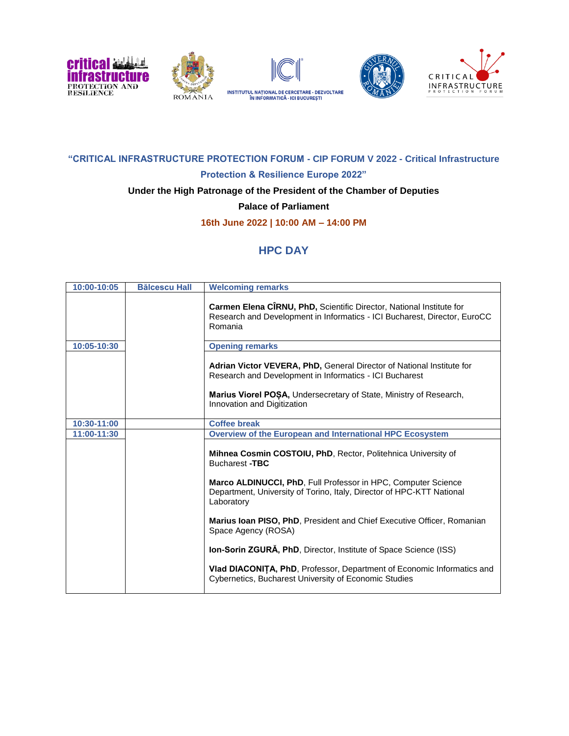**"CRITICAL INFRASTRUCTURE PROTECTION FORUM - CIP FORUM V 2022 - Critical Infrastructure Protection & Resilience Europe 2022"**

**Under the High Patronage of the President of the Chamber of Deputies**

**Palace of Parliament**

**16th June 2022 | 10:00 AM – 14:00 PM**

## HPC DAY

| 10:00-10:05 | Bălcescu Hall | Welcoming remarks |
|---|---|---|
| | | **Carmen Elena CÎRNU, PhD,** Scientific Director, National Institute for Research and Development in Informatics - ICI Bucharest, Director, EuroCC Romania |
| 10:05-10:30 | | Opening remarks |
| | | **Adrian Victor VEVERA, PhD,** General Director of National Institute for Research and Development in Informatics - ICI Bucharest<br><br>**Marius Viorel POȘA,** Undersecretary of State, Ministry of Research, Innovation and Digitization |
| 10:30-11:00 | | Coffee break |
| 11:00-11:30 | | Overview of the European and International HPC Ecosystem |
| | | **Mihnea Cosmin COSTOIU, PhD**, Rector, Politehnica University of Bucharest **-TBC**<br><br>**Marco ALDINUCCI, PhD**, Full Professor in HPC, Computer Science Department, University of Torino, Italy, Director of HPC-KTT National Laboratory<br><br>**Marius Ioan PISO, PhD**, President and Chief Executive Officer, Romanian Space Agency (ROSA)<br><br>**Ion-Sorin ZGURĂ, PhD**, Director, Institute of Space Science (ISS)<br><br>**Vlad DIACONIȚA, PhD**, Professor, Department of Economic Informatics and Cybernetics, Bucharest University of Economic Studies |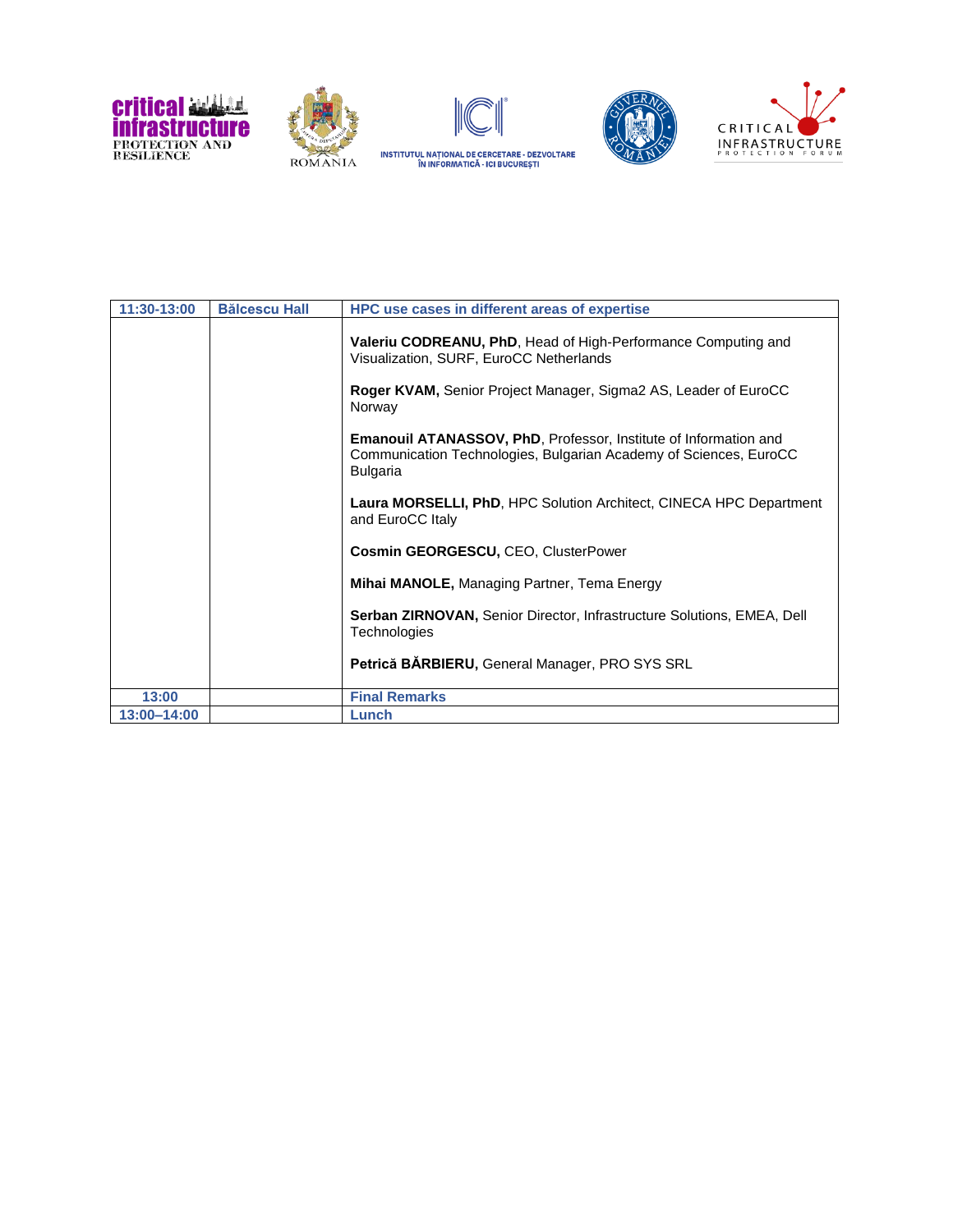| | | |
|---|---|---|
| **11:30-13:00** | **Bălcescu Hall** | **HPC use cases in different areas of expertise** |
| | | **Valeriu CODREANU, PhD**, Head of High-Performance Computing and Visualization, SURF, EuroCC Netherlands<br><br>**Roger KVAM,** Senior Project Manager, Sigma2 AS, Leader of EuroCC Norway<br><br>**Emanouil ATANASSOV, PhD**, Professor, Institute of Information and Communication Technologies, Bulgarian Academy of Sciences, EuroCC Bulgaria<br><br>**Laura MORSELLI, PhD**, HPC Solution Architect, CINECA HPC Department and EuroCC Italy<br><br>**Cosmin GEORGESCU,** CEO, ClusterPower<br><br>**Mihai MANOLE,** Managing Partner, Tema Energy<br><br>**Serban ZIRNOVAN,** Senior Director, Infrastructure Solutions, EMEA, Dell Technologies<br><br>**Petrică BĂRBIERU,** General Manager, PRO SYS SRL |
| **13:00** | | **Final Remarks** |
| **13:00–14:00** | | **Lunch** |